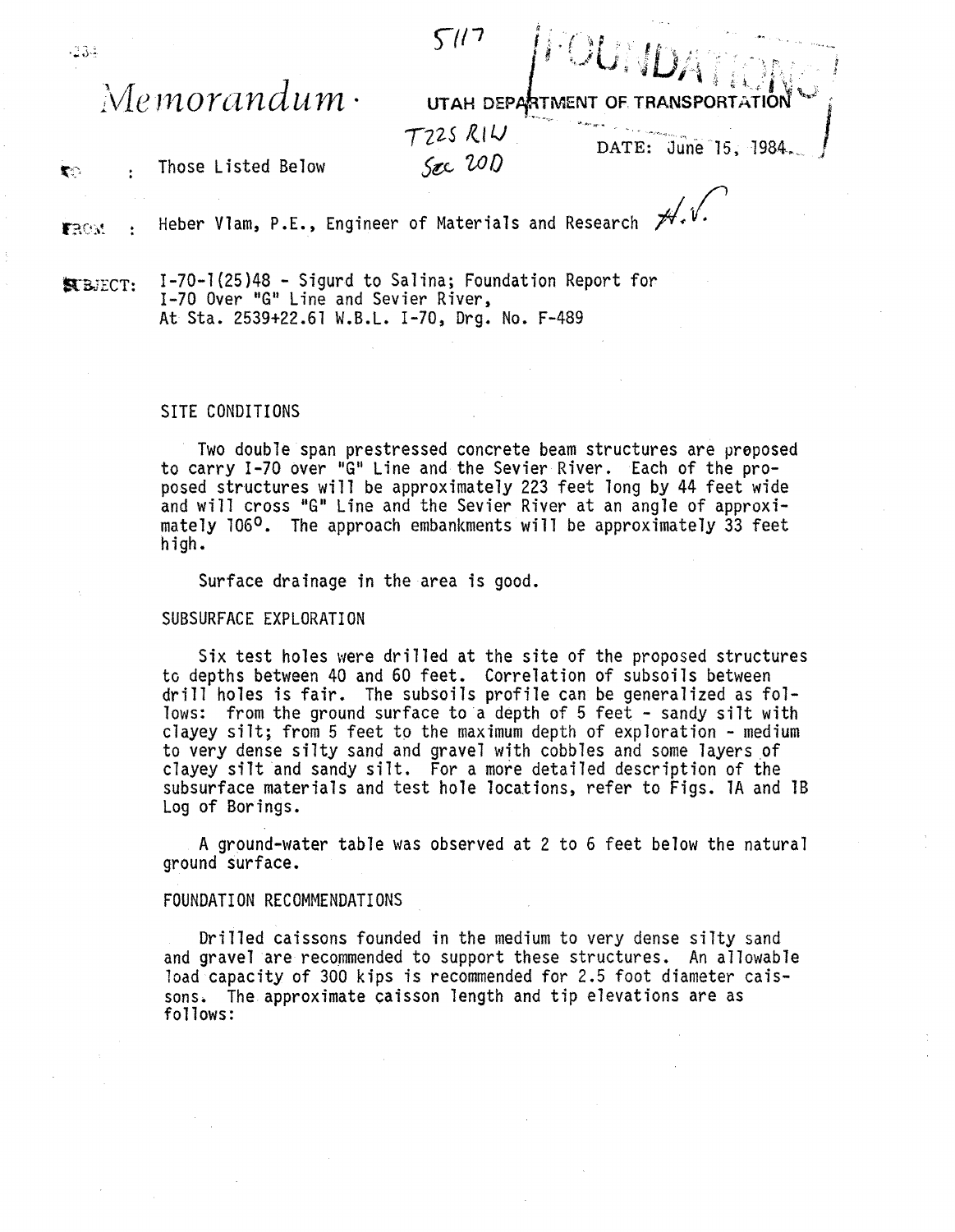5117

FOUNDATIONS

# Memorandum

UTAH DEPARTMENT OF TRANSPORTATION

T22S R1W
Sec 20D

DATE: June 15, 1984

TO : Those Listed Below

FROM : Heber Vlam, P.E., Engineer of Materials and Research H.V.

SUBJECT: I-70-1(25)48 - Sigurd to Salina; Foundation Report for I-70 Over "G" Line and Sevier River, At Sta. 2539+22.61 W.B.L. I-70, Drg. No. F-489

## SITE CONDITIONS

Two double span prestressed concrete beam structures are proposed to carry I-70 over "G" Line and the Sevier River. Each of the proposed structures will be approximately 223 feet long by 44 feet wide and will cross "G" Line and the Sevier River at an angle of approximately 106°. The approach embankments will be approximately 33 feet high.

Surface drainage in the area is good.

## SUBSURFACE EXPLORATION

Six test holes were drilled at the site of the proposed structures to depths between 40 and 60 feet. Correlation of subsoils between drill holes is fair. The subsoils profile can be generalized as follows: from the ground surface to a depth of 5 feet - sandy silt with clayey silt; from 5 feet to the maximum depth of exploration - medium to very dense silty sand and gravel with cobbles and some layers of clayey silt and sandy silt. For a more detailed description of the subsurface materials and test hole locations, refer to Figs. 1A and 1B Log of Borings.

A ground-water table was observed at 2 to 6 feet below the natural ground surface.

## FOUNDATION RECOMMENDATIONS

Drilled caissons founded in the medium to very dense silty sand and gravel are recommended to support these structures. An allowable load capacity of 300 kips is recommended for 2.5 foot diameter caissons. The approximate caisson length and tip elevations are as follows: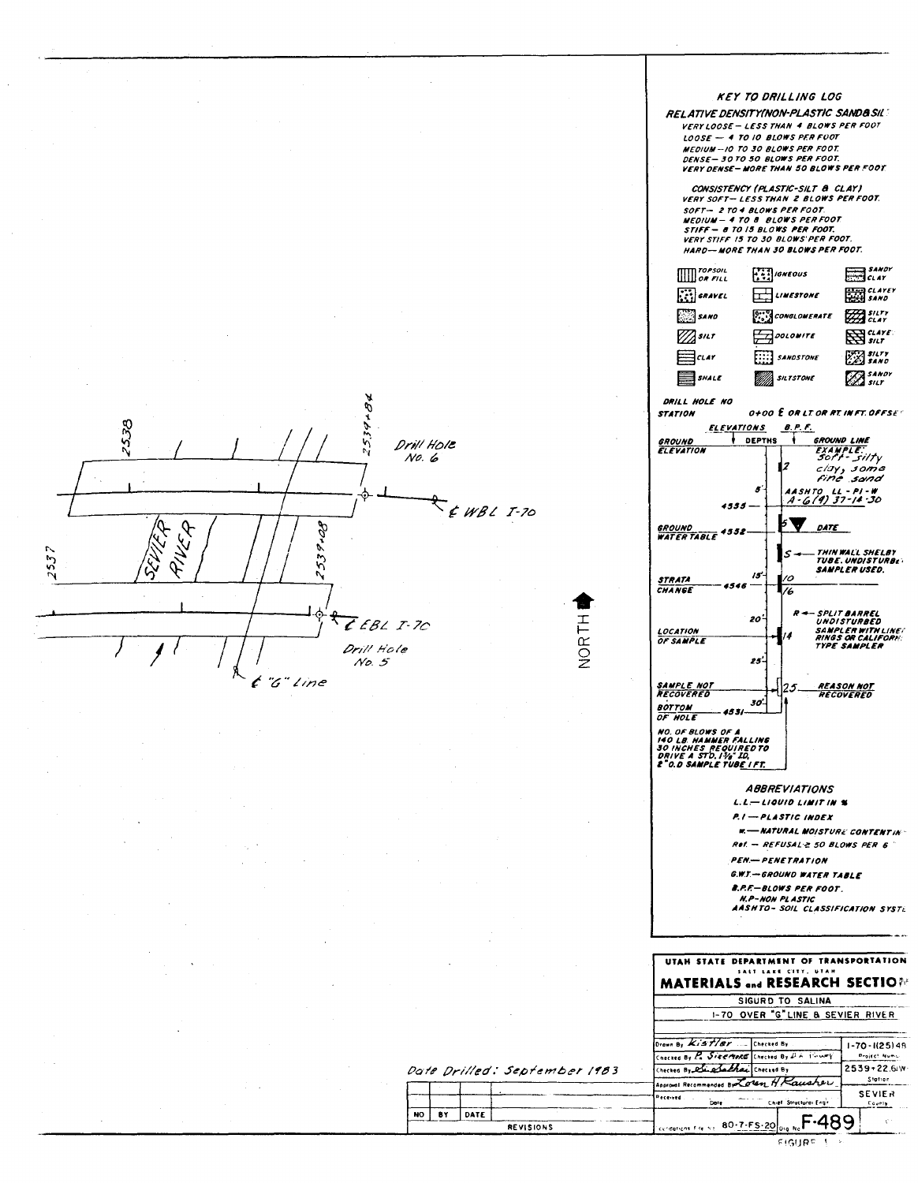2538

2539+84

Drill Hole No. 6

℄ WBL I-70

SEVIER RIVER

2537

2539+08

℄ EBL I-70

Drill Hole No. 5

℄ "G" Line

NORTH

Date Drilled: September 1983

## KEY TO DRILLING LOG

### RELATIVE DENSITY (NON-PLASTIC SAND & SILT)

VERY LOOSE — LESS THAN 4 BLOWS PER FOOT
LOOSE — 4 TO 10 BLOWS PER FOOT
MEDIUM — 10 TO 30 BLOWS PER FOOT
DENSE — 30 TO 50 BLOWS PER FOOT
VERY DENSE — MORE THAN 50 BLOWS PER FOOT

### CONSISTENCY (PLASTIC-SILT & CLAY)

VERY SOFT — LESS THAN 2 BLOWS PER FOOT
SOFT — 2 TO 4 BLOWS PER FOOT
MEDIUM — 4 TO 8 BLOWS PER FOOT
STIFF — 8 TO 15 BLOWS PER FOOT
VERY STIFF 15 TO 30 BLOWS PER FOOT
HARD — MORE THAN 30 BLOWS PER FOOT

| | | |
|---|---|---|
| TOPSOIL OR FILL | IGNEOUS | SANDY CLAY |
| GRAVEL | LIMESTONE | CLAYEY SAND |
| SAND | CONGLOMERATE | SILTY CLAY |
| SILT | DOLOMITE | CLAYEY SILT |
| CLAY | SANDSTONE | SILTY SAND |
| SHALE | SILTSTONE | SANDY SILT |

DRILL HOLE NO
STATION — 0+00 ℄ OR LT OR RT IN FT. OFFSET

ELEVATIONS — DEPTHS — B.P.F.

GROUND ELEVATION — GROUND LINE
EXAMPLE: Soft-silty clay, some fine sand
2
5' — AASHTO LL - PI - W
4555 — A-6(4) 37-14-30
GROUND WATER TABLE 4552 — 5 — DATE
S ← THIN WALL SHELBY TUBE, UNDISTURBED SAMPLER USED.
STRATA CHANGE 4546 — 15' — 10 / 16
20' — R ← SPLIT BARREL UNDISTURBED SAMPLER WITH LINER RINGS OR CALIFORNIA TYPE SAMPLER
LOCATION OF SAMPLE — 14
25'
SAMPLE NOT RECOVERED — 25 — REASON NOT RECOVERED
30'
BOTTOM OF HOLE 4531

NO. OF BLOWS OF A 140 LB. HAMMER FALLING 30 INCHES REQUIRED TO DRIVE A STD. 1⅜" I.D., 2" O.D. SAMPLE TUBE 1 FT.

### ABBREVIATIONS

L.L. — LIQUID LIMIT IN %
P.I. — PLASTIC INDEX
w. — NATURAL MOISTURE CONTENT IN %
Ref. — REFUSAL ≥ 50 BLOWS PER 6"
PEN. — PENETRATION
G.W.T. — GROUND WATER TABLE
B.P.F. — BLOWS PER FOOT.
N.P. — NON PLASTIC
AASHTO - SOIL CLASSIFICATION SYSTEM

| NO | BY | DATE | REVISIONS |
|---|---|---|---|
| | | | |

**UTAH STATE DEPARTMENT OF TRANSPORTATION**
SALT LAKE CITY, UTAH
**MATERIALS and RESEARCH SECTION**

SIGURD TO SALINA
I-70 OVER "G" LINE & SEVIER RIVER

| | | |
|---|---|---|
| Drawn By Kistler | Checked By | I-70-1(25)48 Project Number |
| Checked By P. Sizemore | Checked By | 2539+22.6 WBL Station |
| Checked By | Checked By | |
| Approval Recommended By Loren H. Rausher | | SEVIER County |
| Received Date | Chief Structural Engr | |
| Foundations File No. 80-7-FS-20 | Dwg No. F-489 | |

FIGURE 1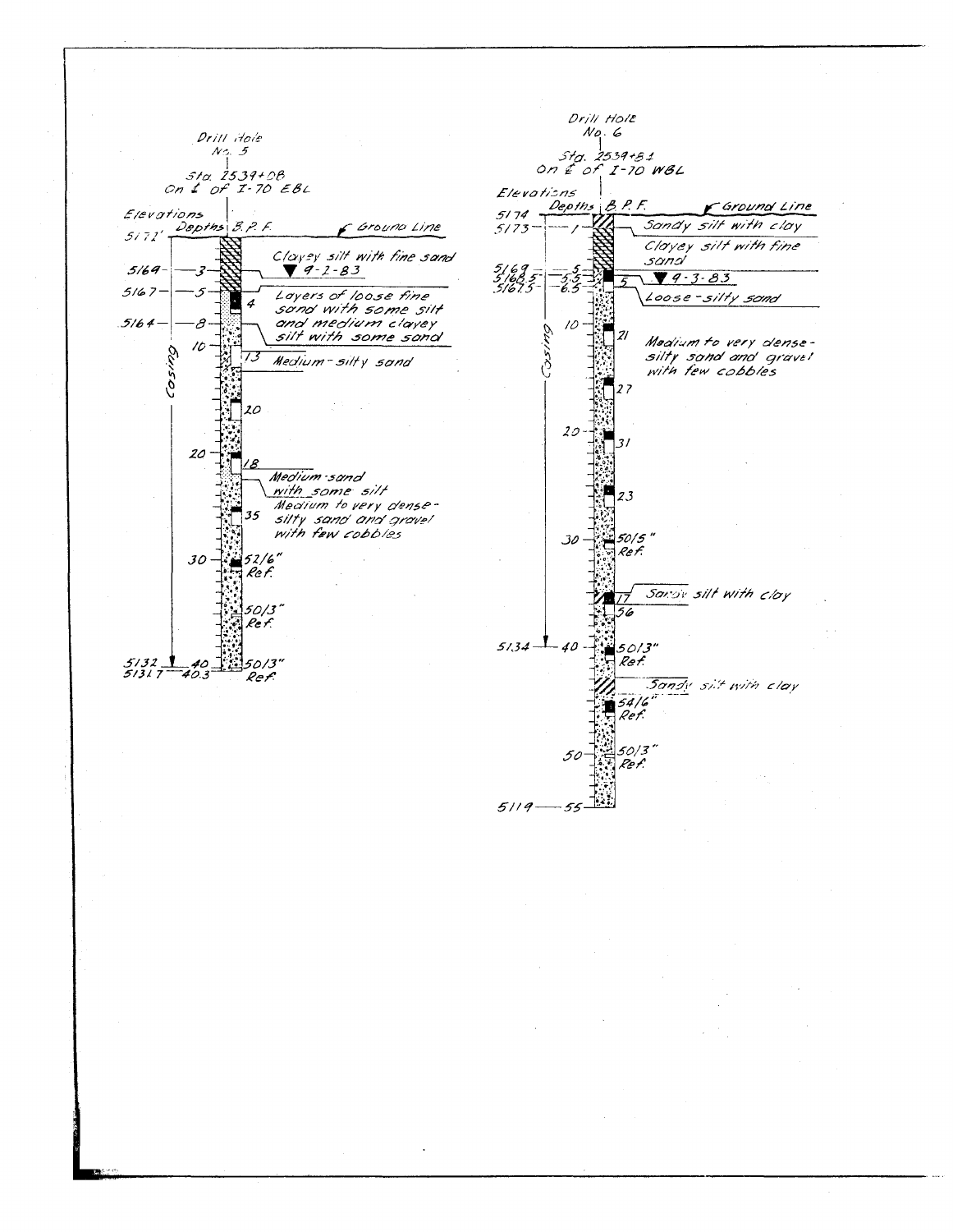## Drill Hole No. 5

Sta. 2539+08
On ℄ of I-70 EBL

| Elevations | Depths | B.P.F. | Description |
|---|---|---|---|
| 5172' | 0 | | Ground Line |
| 5169 | 3 | | Clayey silt with fine sand ▼ 9-2-83 |
| 5167 | 5 | 4 | Layers of loose fine sand with some silt and medium clayey silt with some sand |
| 5164 | 8 | | |
| | 10 | 13 | Medium-silty sand |
| | | 20 | |
| | 20 | 18 | Medium-sand with some silt |
| | | 35 | Medium to very dense-silty sand and gravel with few cobbles |
| | 30 | 52/6" Ref. | |
| | | 50/3" Ref. | |
| 5132 | 40 | 50/3" Ref. | |
| 5131.7 | 40.3 | | |

Casing to 40'

## Drill Hole No. 6

Sta. 2539+81
On ℄ of I-70 WBL

| Elevations | Depths | B.P.F. | Description |
|---|---|---|---|
| 5174 | 0 | | Ground Line |
| 5173 | 1 | | Sandy silt with clay |
| | | | Clayey silt with fine sand |
| 5169 | 5 | | ▼ 9-3-83 |
| 5168.5 | 5.5 | 5 | Loose-silty sand |
| 5167.5 | 6.5 | | |
| | 10 | 21 | Medium to very dense-silty sand and gravel with few cobbles |
| | | 27 | |
| | 20 | 31 | |
| | | 23 | |
| | 30 | 50/5" Ref. | |
| | | 17 | Sandy silt with clay |
| | | 56 | |
| 5134 | 40 | 50/3" Ref. | |
| | | | Sandy silt with clay |
| | | 54/6" Ref. | |
| | 50 | 50/3" Ref. | |
| 5119 | 55 | | |

Casing to 40'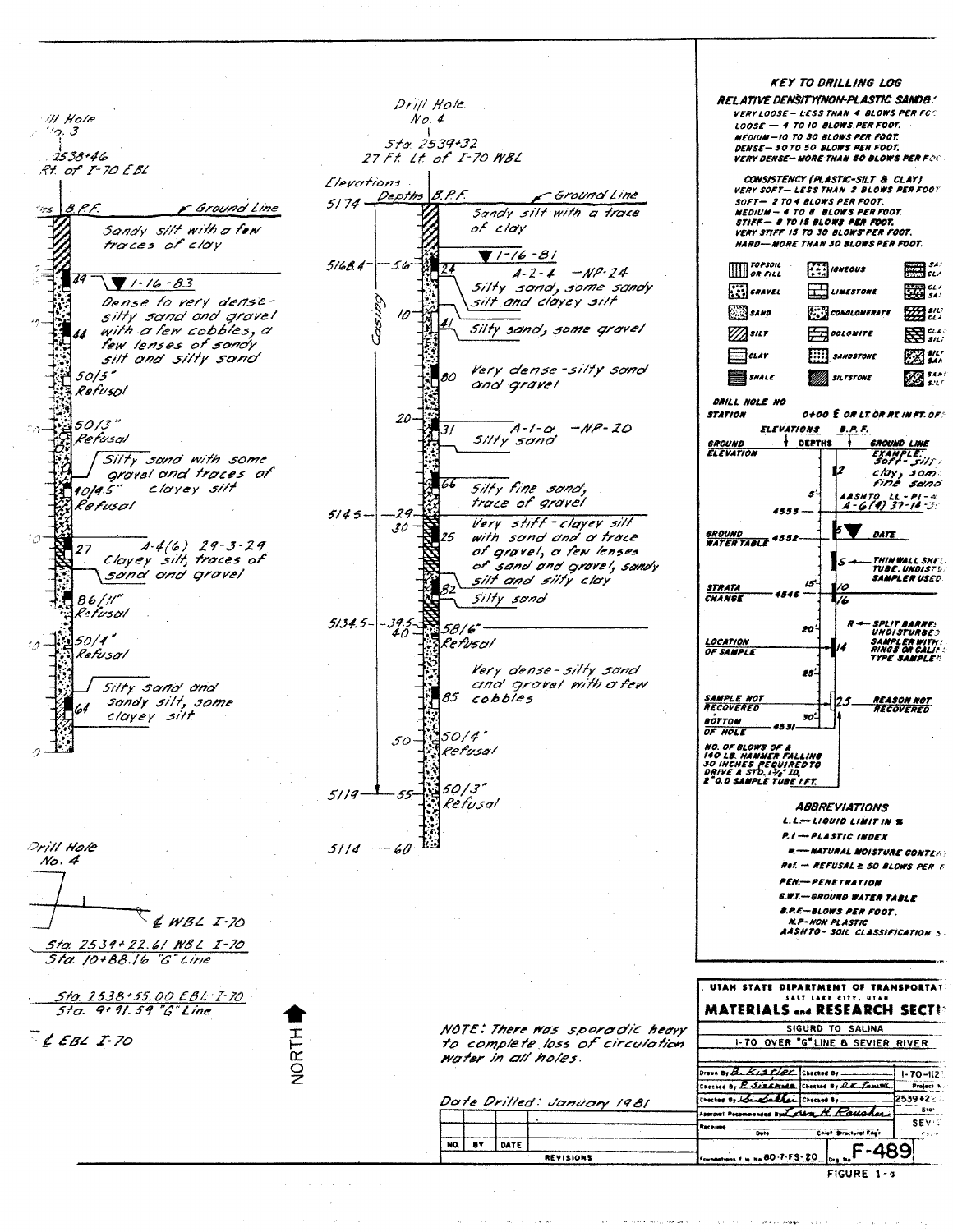Drill Hole
No. 3
Sta. 2538+46
Rt. of I-70 EBL

| B.P.F. | Description |
|---|---|
| | Sandy silt with a few traces of clay |
| 49 | ▼ 1-16-83 |
| | Dense to very dense-silty sand and gravel with a few cobbles, a few lenses of sandy silt and silty sand |
| 44 | |
| 50/5" Refusal | |
| 50/3" Refusal | |
| | Silty sand with some gravel and traces of clayey silt |
| 40/4.5" Refusal | |
| 27 | A-4(6) 29-3-29 Clayey silt, traces of sand and gravel |
| 86/11" Refusal | |
| 50/4" Refusal | |
| 64 | Silty sand and sandy silt, some clayey silt |

Drill Hole
No. 4
Sta. 2539+32
27 Ft. Lt. of I-70 WBL

| Elevations | Depths | B.P.F. | Description |
|---|---|---|---|
| 5174 | | | Ground Line |
| | | | Sandy silt with a trace of clay |
| 5168.4 | 5.6 | 24 | ▼ 1-16-81 A-2-4 -NP-24 Silty sand, some sandy silt and clayey silt |
| | 10 | 41 | Silty sand, some gravel |
| | | 80 | Very dense-silty sand and gravel |
| | 20 | 31 | A-1-a -NP-20 Silty sand |
| | | 66 | Silty fine sand, trace of gravel |
| 5145 | 29 / 30 | 25 | Very stiff-clayey silt with sand and a trace of gravel, a few lenses of sand and gravel, sandy silt and silty clay |
| | | 82 | Silty sand |
| 5134.5 | 39.5 / 40 | 58/6" Refusal | |
| | | 85 | Very dense-silty sand and gravel with a few cobbles |
| | 50 | 50/4" Refusal | |
| 5119 | 55 | 50/3" Refusal | |
| 5114 | 60 | | |

Casing

Drill Hole No. 4

℄ WBL I-70

Sta. 2534+22.61 WBL I-70
Sta. 10+88.16 "G" Line

Sta. 2538+55.00 EBL I-70
Sta. 9+91.59 "G" Line

℄ EBL I-70

NORTH

NOTE: There was sporadic heavy to complete loss of circulation water in all holes.

Date Drilled: January 1981

### KEY TO DRILLING LOG

**RELATIVE DENSITY (NON-PLASTIC SANDS)**
- VERY LOOSE — LESS THAN 4 BLOWS PER FOOT.
- LOOSE — 4 TO 10 BLOWS PER FOOT.
- MEDIUM — 10 TO 30 BLOWS PER FOOT.
- DENSE — 30 TO 50 BLOWS PER FOOT.
- VERY DENSE — MORE THAN 50 BLOWS PER FOOT.

**CONSISTENCY (PLASTIC-SILT & CLAY)**
- VERY SOFT — LESS THAN 2 BLOWS PER FOOT.
- SOFT — 2 TO 4 BLOWS PER FOOT.
- MEDIUM — 4 TO 8 BLOWS PER FOOT.
- STIFF — 8 TO 15 BLOWS PER FOOT.
- VERY STIFF 15 TO 30 BLOWS PER FOOT.
- HARD — MORE THAN 30 BLOWS PER FOOT.

TOPSOIL OR FILL, IGNEOUS, SA/CL, GRAVEL, LIMESTONE, CL/SA, SAND, CONGLOMERATE, SIL/CLA, SILT, DOLOMITE, CLA/SIL, CLAY, SANDSTONE, SILT/SAN, SHALE, SILTSTONE, SAN/SILT

DRILL HOLE NO
STATION 0+00 ℄ OR LT. OR RT. IN FT. OF

| | ELEVATIONS | DEPTHS | B.P.F. | |
|---|---|---|---|---|
| GROUND ELEVATION | | | | GROUND LINE — EXAMPLE: Soft-silty clay, some fine sand |
| | 4555 | 5' | 2 | AASHTO LL-PI-w: A-6(9) 37-14-31 |
| GROUND WATER TABLE | 4552 | | 5 ▼ | DATE |
| | | | S | ← THIN WALL SHELBY TUBE. UNDISTURBED SAMPLER USED |
| STRATA CHANGE | 4546 | 15' | 10 / 16 | |
| | | 20' | R | ← SPLIT BARREL UNDISTURBED SAMPLER WITH RINGS OR CALIFORNIA TYPE SAMPLER |
| LOCATION OF SAMPLE | | | 14 | |
| | | 25' | | |
| SAMPLE NOT RECOVERED | | | 25 | REASON NOT RECOVERED |
| BOTTOM OF HOLE | 4531 | 30' | | |

NO. OF BLOWS OF A 140 LB. HAMMER FALLING 30 INCHES REQUIRED TO DRIVE A STD. 1⅜" ID, 2" O.D SAMPLE TUBE 1 FT.

**ABBREVIATIONS**
- L.L. — LIQUID LIMIT IN %
- P.I — PLASTIC INDEX
- w — NATURAL MOISTURE CONTENT
- Ref. — REFUSAL ≥ 50 BLOWS PER 6"
- PEN. — PENETRATION
- G.W.T. — GROUND WATER TABLE
- B.P.F. — BLOWS PER FOOT.
- N.P. — NON PLASTIC
- AASHTO — SOIL CLASSIFICATION S

| NO. | BY | DATE | REVISIONS |
|---|---|---|---|

UTAH STATE DEPARTMENT OF TRANSPORTATION
SALT LAKE CITY, UTAH
**MATERIALS and RESEARCH SECTION**

SIGURD TO SALINA
I-70 OVER "G" LINE & SEVIER RIVER

| | | |
|---|---|---|
| Drawn By B. Kistler | Checked By | I-70-1(2 |
| Checked By P. Sizemore | Checked By D.K. Powell | Project N |
| Checked By | Checked By | 2539+22 |
| Approval Recommended By Lorin H. Rausher | | Sta |
| Received Date | Chief Structural Engr. | SEV |

Foundations File No. 80-7-FS-20 Drg. No. F-489

FIGURE 1-3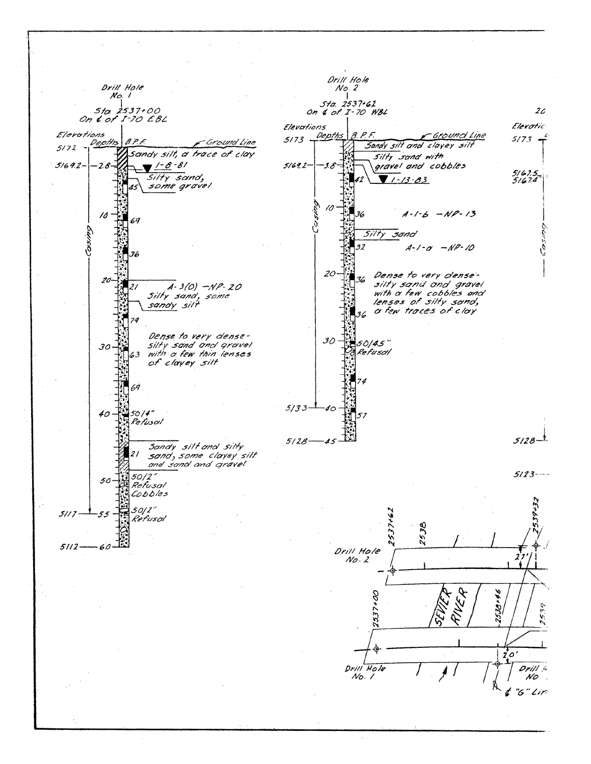Drill Hole No. 1

Sta. 2537+00
On ℄ of I-70 EBL

Elevations
Depths B.P.F. Ground Line

5172

5169.2 — 2.8 — Sandy silt, a trace of clay

1-8-81

Silty sand, some gravel

45

10 — 69

36

20 — 21 A-3(0) -NP-20
Silty sand, some sandy silt

79

Dense to very dense- silty sand and gravel with a few thin lenses of clayey silt

30 — 63

69

40 — 50/4" Refusal

Sandy silt and silty sand, some clayey silt and sand and gravel

21

50 — 50/2" Refusal Cobbles

5117 — 55 — 50/2" Refusal

5112 — 60

Casing

Drill Hole No. 2

Sta. 2537+62
On ℄ of I-70 WBL

Elevations
Depths B.P.F. Ground Line

5173

Sandy silt and clayey silt

5169.2 — 3.8 — Silty sand with gravel and cobbles

42

1-13-83

10 — 36 A-1-b -NP-13

Silty sand

32 A-1-a -NP-10

20 — 36 Dense to very dense- silty sand and gravel with a few cobbles and lenses of silty sand, a few traces of clay

36

30 — 50/4.5" Refusal

74

5133 — 40 — 57

5128 — 45

Casing

20

Elevatio

5173

5167.5
5167.4

Casing

5128

5123

2537+62
2538
2539+32
Drill Hole No. 2
27'
SEVIER RIVER
2538+46
2539
2537+00
Drill Hole No. 1
20'
Drill H No.
℄ "G" Lin